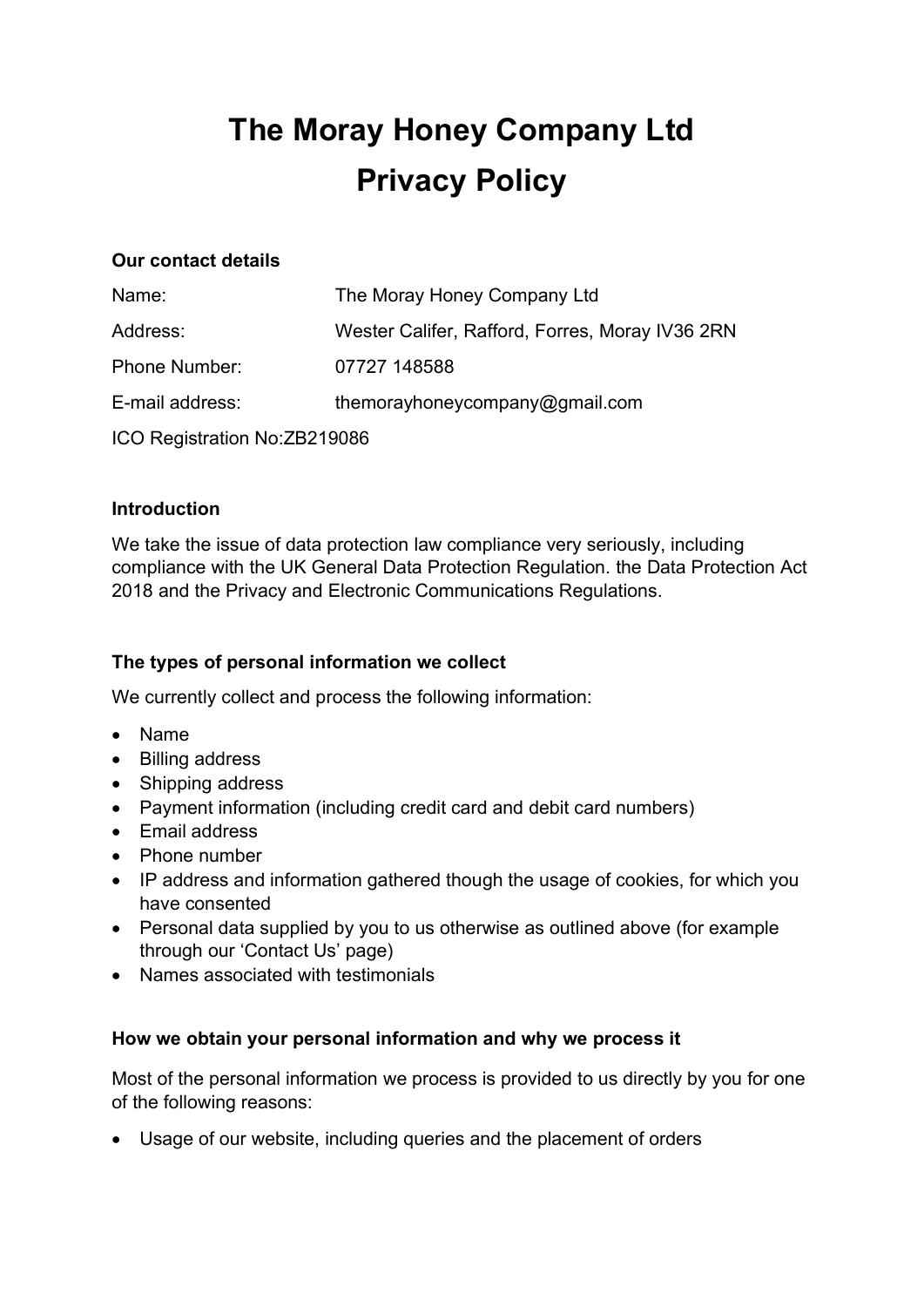# The Moray Honey Company Ltd
# Privacy Policy

**Our contact details**

| | |
|---|---|
| Name: | The Moray Honey Company Ltd |
| Address: | Wester Califer, Rafford, Forres, Moray IV36 2RN |
| Phone Number: | 07727 148588 |
| E-mail address: | themorayhoneycompany@gmail.com |

ICO Registration No:ZB219086

**Introduction**

We take the issue of data protection law compliance very seriously, including compliance with the UK General Data Protection Regulation. the Data Protection Act 2018 and the Privacy and Electronic Communications Regulations.

**The types of personal information we collect**

We currently collect and process the following information:

- Name
- Billing address
- Shipping address
- Payment information (including credit card and debit card numbers)
- Email address
- Phone number
- IP address and information gathered though the usage of cookies, for which you have consented
- Personal data supplied by you to us otherwise as outlined above (for example through our 'Contact Us' page)
- Names associated with testimonials

**How we obtain your personal information and why we process it**

Most of the personal information we process is provided to us directly by you for one of the following reasons:

- Usage of our website, including queries and the placement of orders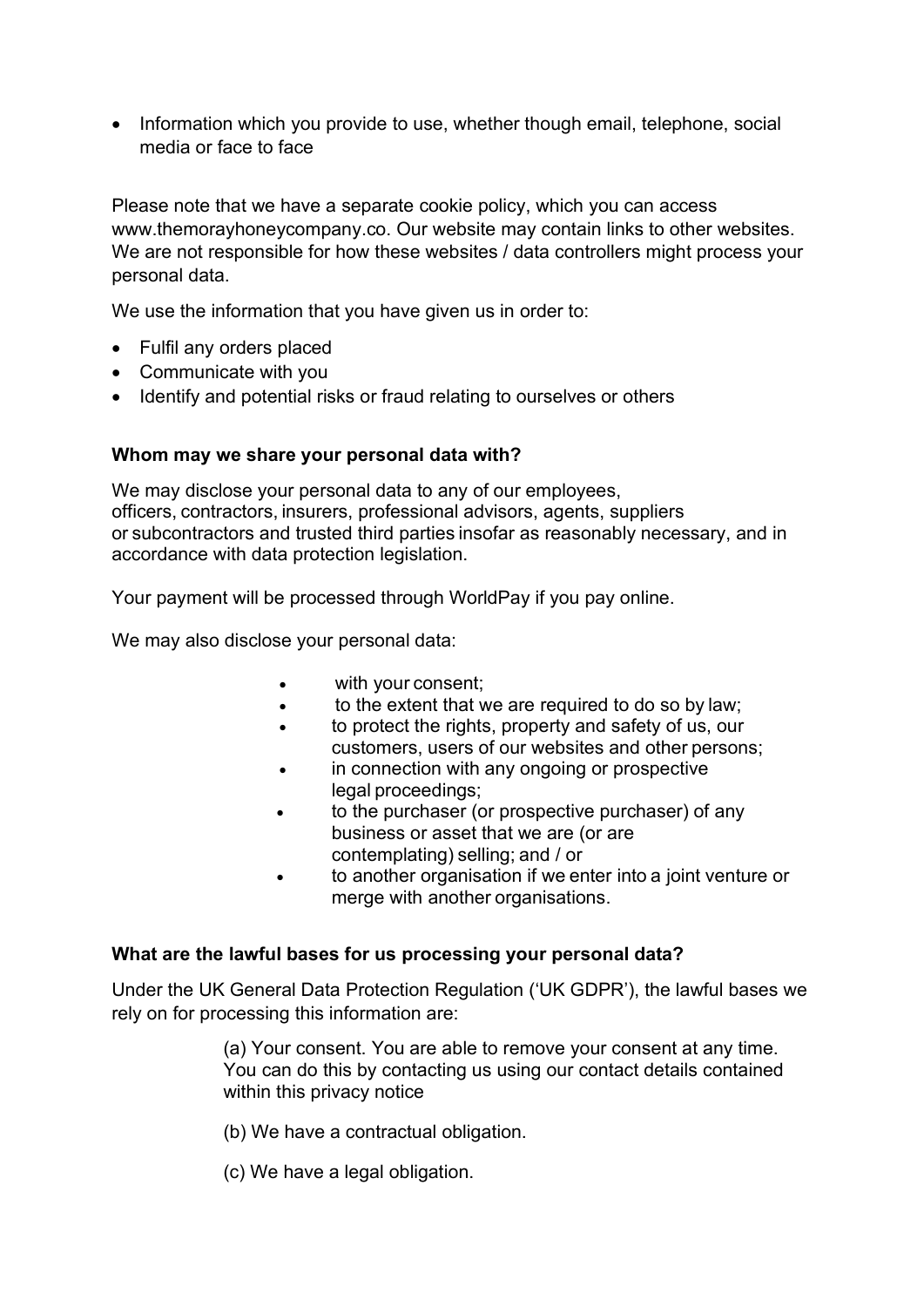- Information which you provide to use, whether though email, telephone, social media or face to face

Please note that we have a separate cookie policy, which you can access www.themorayhoneycompany.co. Our website may contain links to other websites. We are not responsible for how these websites / data controllers might process your personal data.

We use the information that you have given us in order to:

- Fulfil any orders placed
- Communicate with you
- Identify and potential risks or fraud relating to ourselves or others

**Whom may we share your personal data with?**

We may disclose your personal data to any of our employees, officers, contractors, insurers, professional advisors, agents, suppliers or subcontractors and trusted third parties insofar as reasonably necessary, and in accordance with data protection legislation.

Your payment will be processed through WorldPay if you pay online.

We may also disclose your personal data:

- with your consent;
- to the extent that we are required to do so by law;
- to protect the rights, property and safety of us, our customers, users of our websites and other persons;
- in connection with any ongoing or prospective legal proceedings;
- to the purchaser (or prospective purchaser) of any business or asset that we are (or are contemplating) selling; and / or
- to another organisation if we enter into a joint venture or merge with another organisations.

**What are the lawful bases for us processing your personal data?**

Under the UK General Data Protection Regulation ('UK GDPR'), the lawful bases we rely on for processing this information are:

(a) Your consent. You are able to remove your consent at any time. You can do this by contacting us using our contact details contained within this privacy notice

(b) We have a contractual obligation.

(c) We have a legal obligation.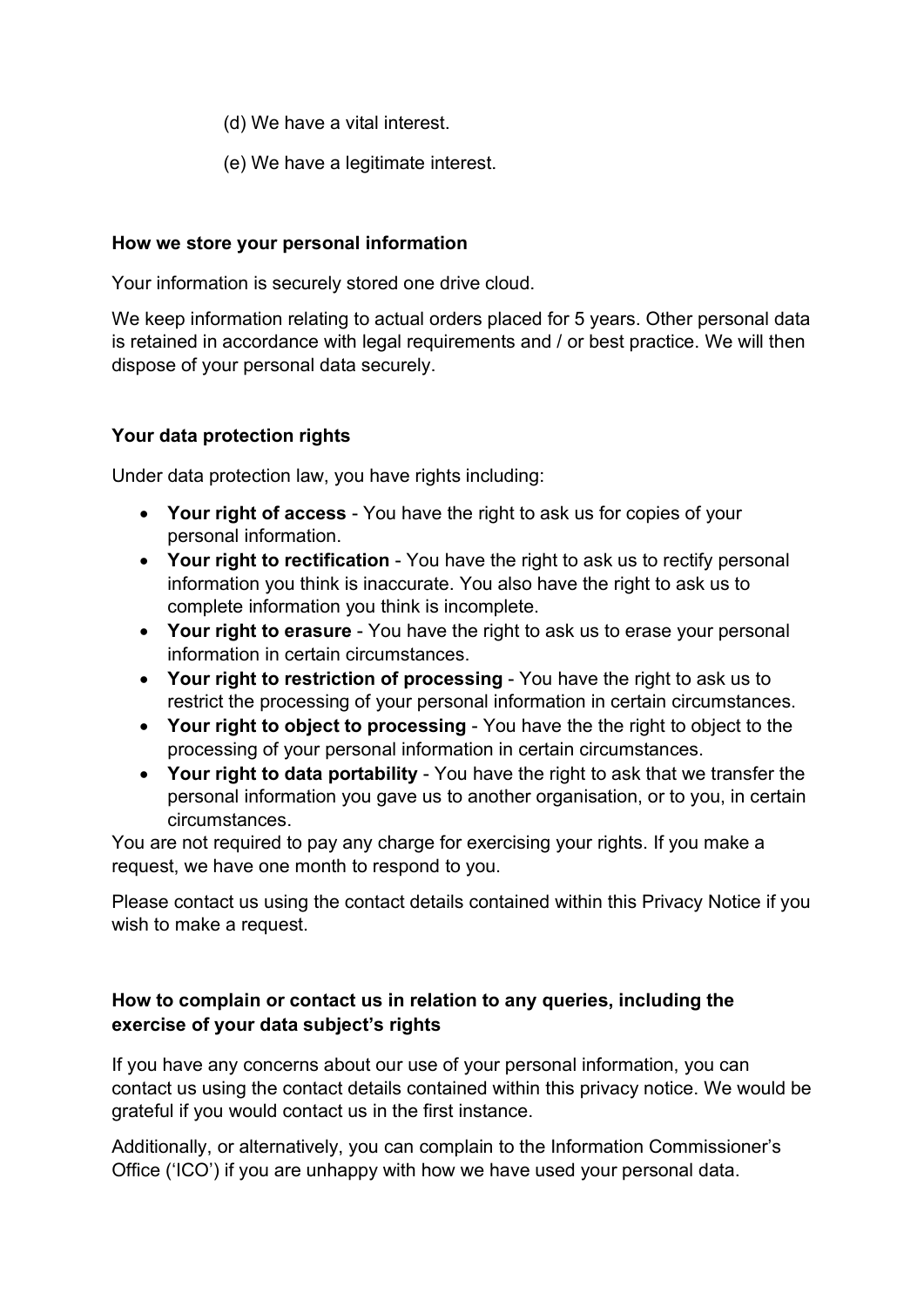(d) We have a vital interest.

(e) We have a legitimate interest.

**How we store your personal information**

Your information is securely stored one drive cloud.

We keep information relating to actual orders placed for 5 years. Other personal data is retained in accordance with legal requirements and / or best practice. We will then dispose of your personal data securely.

**Your data protection rights**

Under data protection law, you have rights including:

- **Your right of access** - You have the right to ask us for copies of your personal information.
- **Your right to rectification** - You have the right to ask us to rectify personal information you think is inaccurate. You also have the right to ask us to complete information you think is incomplete.
- **Your right to erasure** - You have the right to ask us to erase your personal information in certain circumstances.
- **Your right to restriction of processing** - You have the right to ask us to restrict the processing of your personal information in certain circumstances.
- **Your right to object to processing** - You have the the right to object to the processing of your personal information in certain circumstances.
- **Your right to data portability** - You have the right to ask that we transfer the personal information you gave us to another organisation, or to you, in certain circumstances.

You are not required to pay any charge for exercising your rights. If you make a request, we have one month to respond to you.

Please contact us using the contact details contained within this Privacy Notice if you wish to make a request.

**How to complain or contact us in relation to any queries, including the exercise of your data subject's rights**

If you have any concerns about our use of your personal information, you can contact us using the contact details contained within this privacy notice. We would be grateful if you would contact us in the first instance.

Additionally, or alternatively, you can complain to the Information Commissioner's Office ('ICO') if you are unhappy with how we have used your personal data.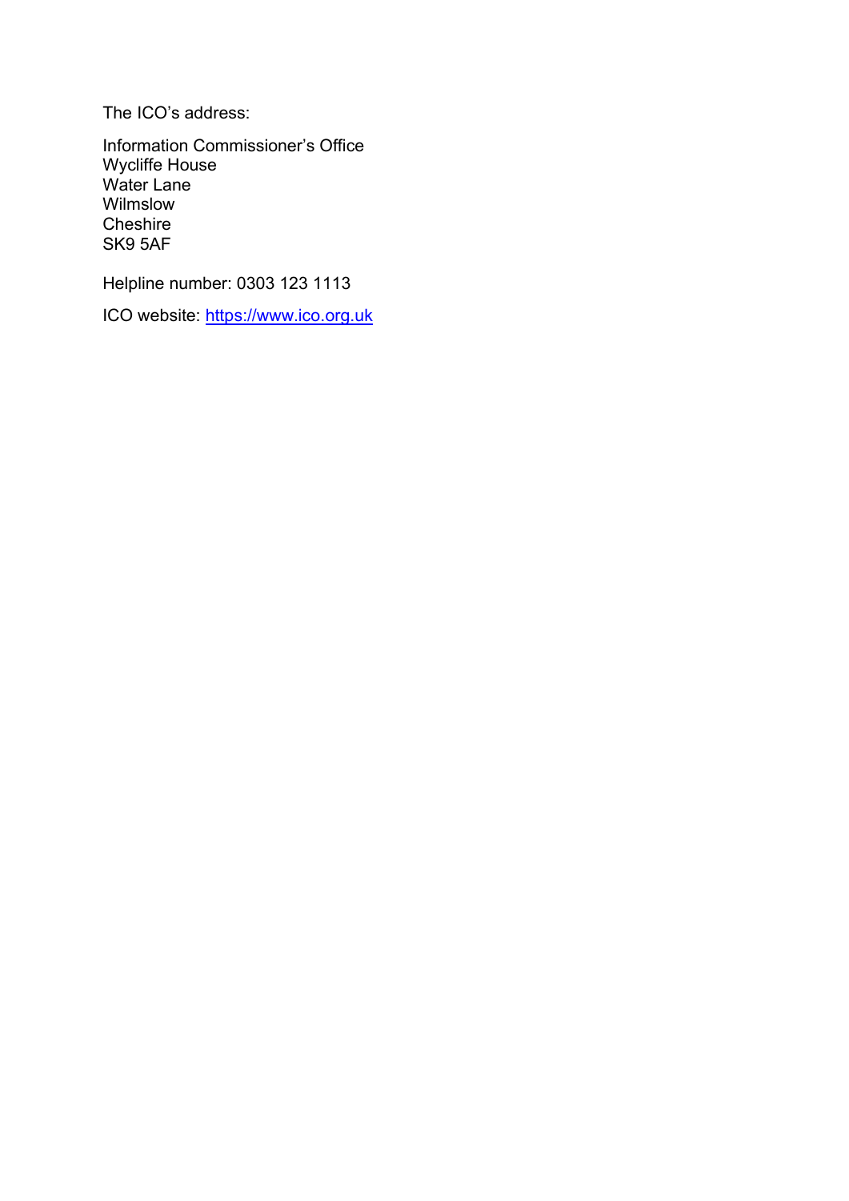The ICO's address:

Information Commissioner's Office  
Wycliffe House  
Water Lane  
Wilmslow  
Cheshire  
SK9 5AF

Helpline number: 0303 123 1113

ICO website: [https://www.ico.org.uk](https://www.ico.org.uk)